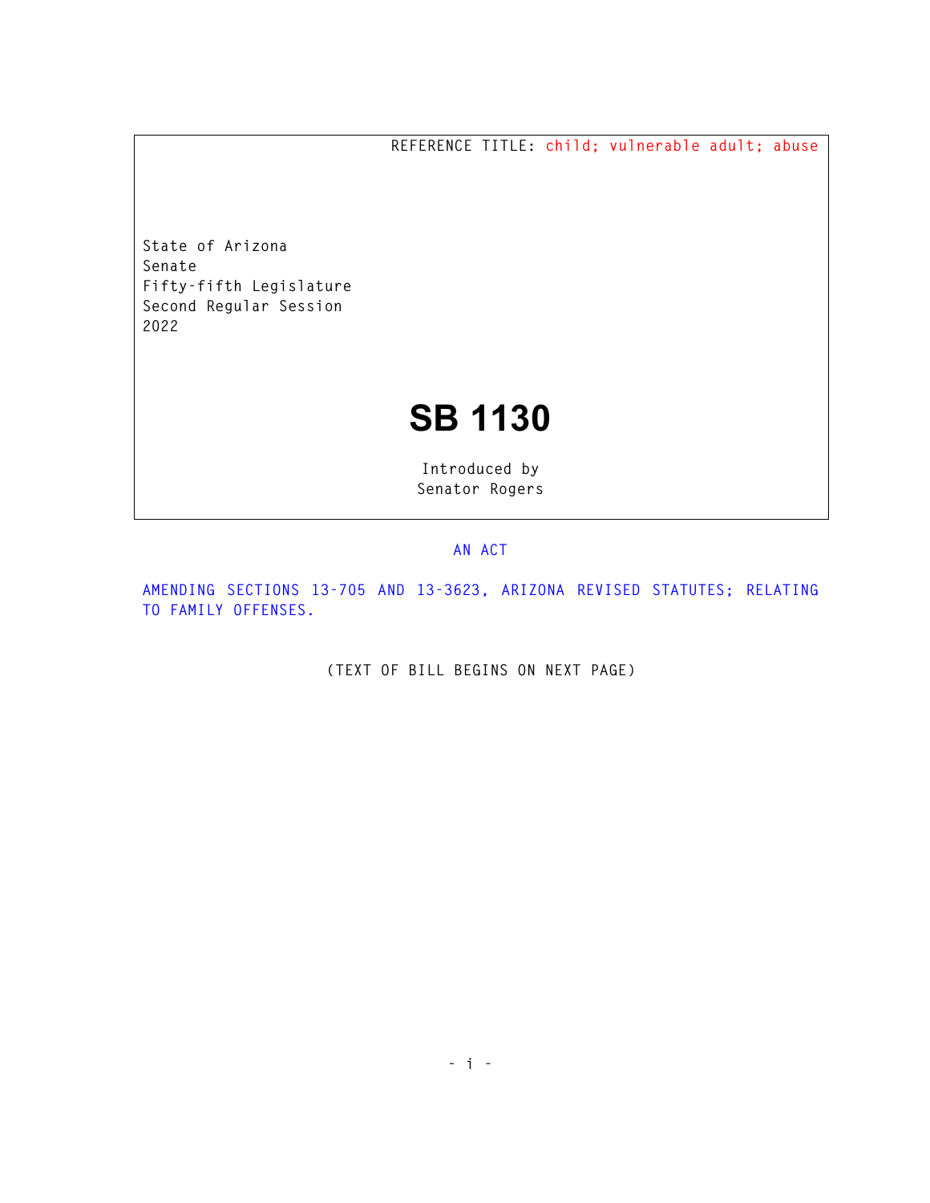REFERENCE TITLE: child; vulnerable adult; abuse

State of Arizona
Senate
Fifty-fifth Legislature
Second Regular Session
2022

# SB 1130

Introduced by
Senator Rogers

AN ACT

AMENDING SECTIONS 13-705 AND 13-3623, ARIZONA REVISED STATUTES; RELATING TO FAMILY OFFENSES.

(TEXT OF BILL BEGINS ON NEXT PAGE)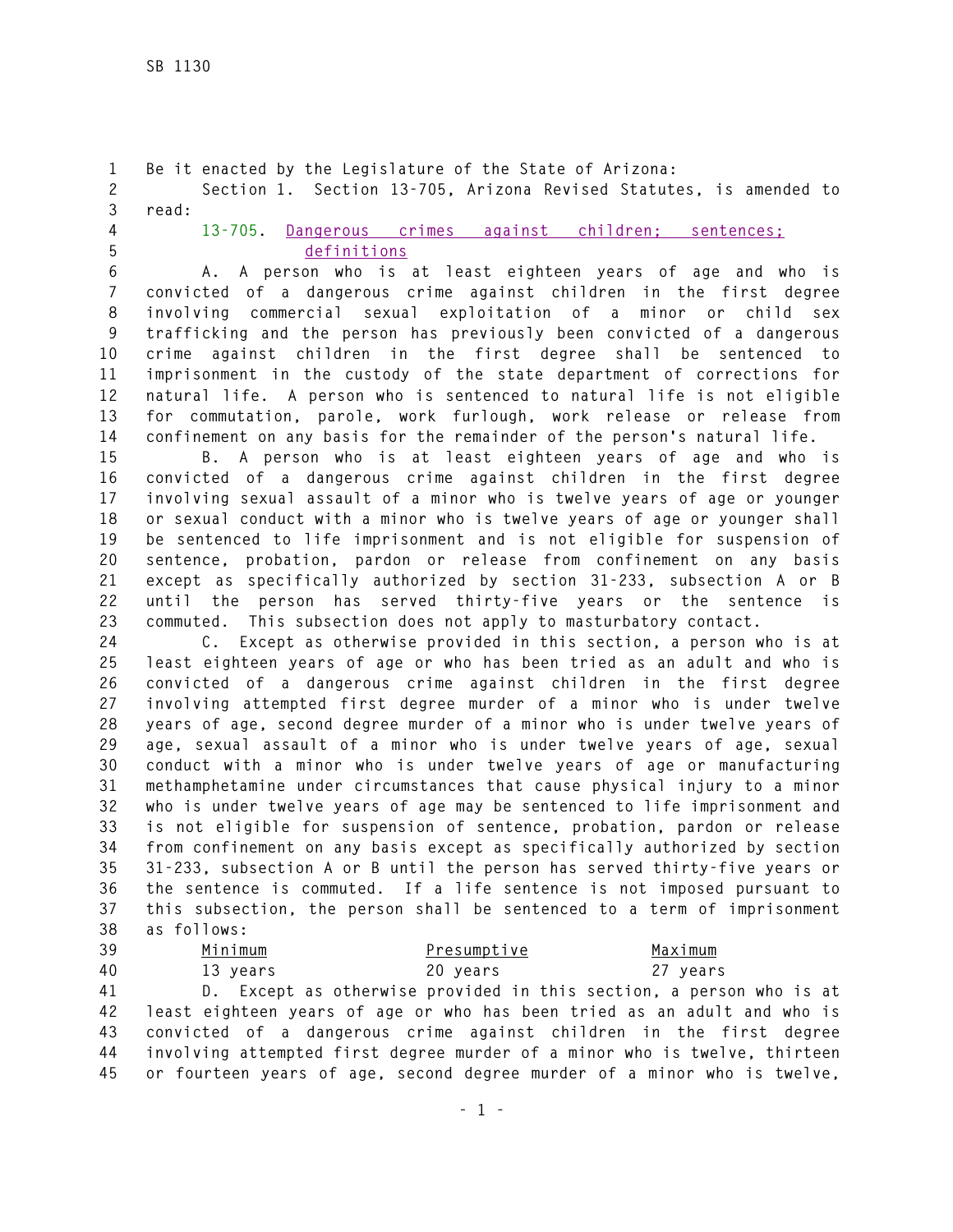Be it enacted by the Legislature of the State of Arizona:

Section 1. Section 13-705, Arizona Revised Statutes, is amended to read:

13-705. Dangerous crimes against children; sentences; definitions

A. A person who is at least eighteen years of age and who is convicted of a dangerous crime against children in the first degree involving commercial sexual exploitation of a minor or child sex trafficking and the person has previously been convicted of a dangerous crime against children in the first degree shall be sentenced to imprisonment in the custody of the state department of corrections for natural life. A person who is sentenced to natural life is not eligible for commutation, parole, work furlough, work release or release from confinement on any basis for the remainder of the person's natural life.

B. A person who is at least eighteen years of age and who is convicted of a dangerous crime against children in the first degree involving sexual assault of a minor who is twelve years of age or younger or sexual conduct with a minor who is twelve years of age or younger shall be sentenced to life imprisonment and is not eligible for suspension of sentence, probation, pardon or release from confinement on any basis except as specifically authorized by section 31-233, subsection A or B until the person has served thirty-five years or the sentence is commuted. This subsection does not apply to masturbatory contact.

C. Except as otherwise provided in this section, a person who is at least eighteen years of age or who has been tried as an adult and who is convicted of a dangerous crime against children in the first degree involving attempted first degree murder of a minor who is under twelve years of age, second degree murder of a minor who is under twelve years of age, sexual assault of a minor who is under twelve years of age, sexual conduct with a minor who is under twelve years of age or manufacturing methamphetamine under circumstances that cause physical injury to a minor who is under twelve years of age may be sentenced to life imprisonment and is not eligible for suspension of sentence, probation, pardon or release from confinement on any basis except as specifically authorized by section 31-233, subsection A or B until the person has served thirty-five years or the sentence is commuted. If a life sentence is not imposed pursuant to this subsection, the person shall be sentenced to a term of imprisonment as follows:

| Minimum | Presumptive | Maximum |
|---|---|---|
| 13 years | 20 years | 27 years |

D. Except as otherwise provided in this section, a person who is at least eighteen years of age or who has been tried as an adult and who is convicted of a dangerous crime against children in the first degree involving attempted first degree murder of a minor who is twelve, thirteen or fourteen years of age, second degree murder of a minor who is twelve,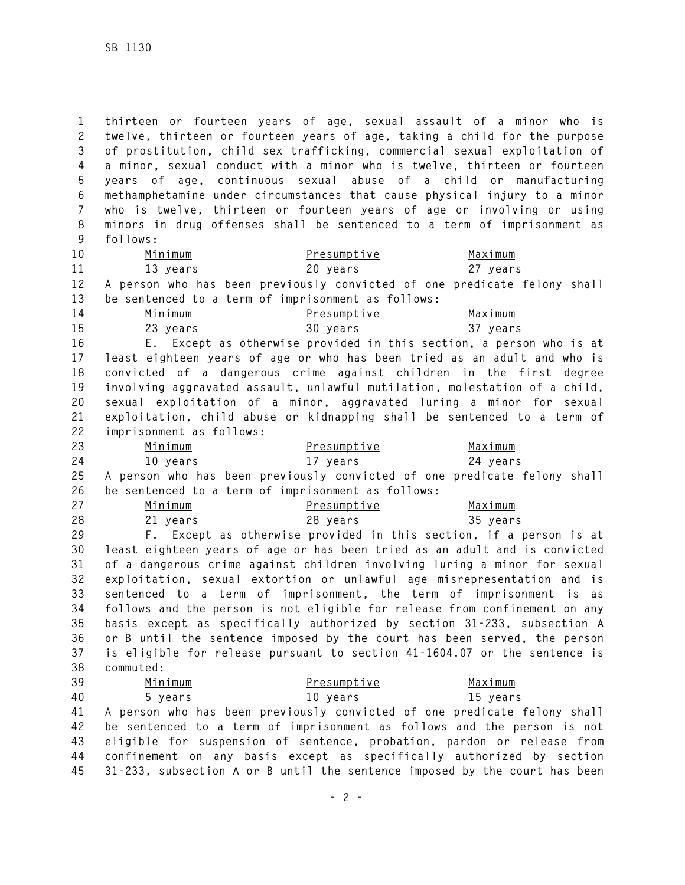thirteen or fourteen years of age, sexual assault of a minor who is twelve, thirteen or fourteen years of age, taking a child for the purpose of prostitution, child sex trafficking, commercial sexual exploitation of a minor, sexual conduct with a minor who is twelve, thirteen or fourteen years of age, continuous sexual abuse of a child or manufacturing methamphetamine under circumstances that cause physical injury to a minor who is twelve, thirteen or fourteen years of age or involving or using minors in drug offenses shall be sentenced to a term of imprisonment as follows:

| Minimum | Presumptive | Maximum |
|---|---|---|
| 13 years | 20 years | 27 years |

A person who has been previously convicted of one predicate felony shall be sentenced to a term of imprisonment as follows:

| Minimum | Presumptive | Maximum |
|---|---|---|
| 23 years | 30 years | 37 years |

E. Except as otherwise provided in this section, a person who is at least eighteen years of age or who has been tried as an adult and who is convicted of a dangerous crime against children in the first degree involving aggravated assault, unlawful mutilation, molestation of a child, sexual exploitation of a minor, aggravated luring a minor for sexual exploitation, child abuse or kidnapping shall be sentenced to a term of imprisonment as follows:

| Minimum | Presumptive | Maximum |
|---|---|---|
| 10 years | 17 years | 24 years |

A person who has been previously convicted of one predicate felony shall be sentenced to a term of imprisonment as follows:

| Minimum | Presumptive | Maximum |
|---|---|---|
| 21 years | 28 years | 35 years |

F. Except as otherwise provided in this section, if a person is at least eighteen years of age or has been tried as an adult and is convicted of a dangerous crime against children involving luring a minor for sexual exploitation, sexual extortion or unlawful age misrepresentation and is sentenced to a term of imprisonment, the term of imprisonment is as follows and the person is not eligible for release from confinement on any basis except as specifically authorized by section 31-233, subsection A or B until the sentence imposed by the court has been served, the person is eligible for release pursuant to section 41-1604.07 or the sentence is commuted:

| Minimum | Presumptive | Maximum |
|---|---|---|
| 5 years | 10 years | 15 years |

A person who has been previously convicted of one predicate felony shall be sentenced to a term of imprisonment as follows and the person is not eligible for suspension of sentence, probation, pardon or release from confinement on any basis except as specifically authorized by section 31-233, subsection A or B until the sentence imposed by the court has been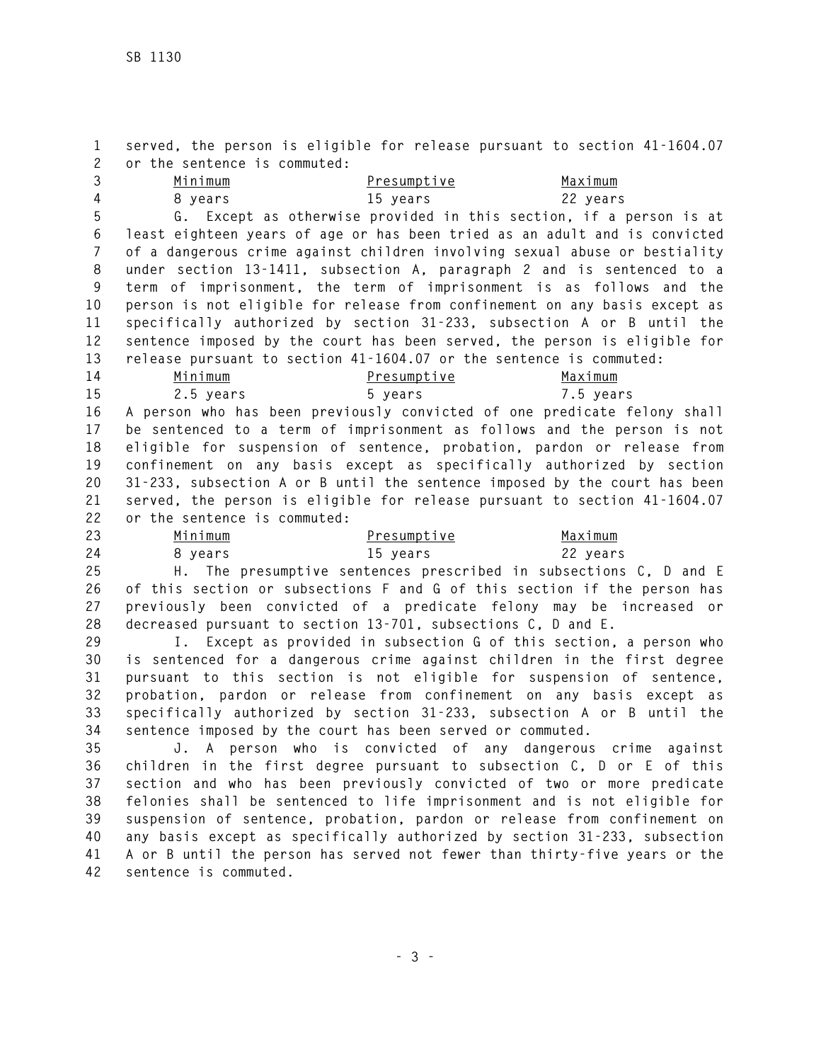served, the person is eligible for release pursuant to section 41-1604.07 or the sentence is commuted:

| Minimum | Presumptive | Maximum |
|---|---|---|
| 8 years | 15 years | 22 years |

G. Except as otherwise provided in this section, if a person is at least eighteen years of age or has been tried as an adult and is convicted of a dangerous crime against children involving sexual abuse or bestiality under section 13-1411, subsection A, paragraph 2 and is sentenced to a term of imprisonment, the term of imprisonment is as follows and the person is not eligible for release from confinement on any basis except as specifically authorized by section 31-233, subsection A or B until the sentence imposed by the court has been served, the person is eligible for release pursuant to section 41-1604.07 or the sentence is commuted:

| Minimum | Presumptive | Maximum |
|---|---|---|
| 2.5 years | 5 years | 7.5 years |

A person who has been previously convicted of one predicate felony shall be sentenced to a term of imprisonment as follows and the person is not eligible for suspension of sentence, probation, pardon or release from confinement on any basis except as specifically authorized by section 31-233, subsection A or B until the sentence imposed by the court has been served, the person is eligible for release pursuant to section 41-1604.07 or the sentence is commuted:

| Minimum | Presumptive | Maximum |
|---|---|---|
| 8 years | 15 years | 22 years |

H. The presumptive sentences prescribed in subsections C, D and E of this section or subsections F and G of this section if the person has previously been convicted of a predicate felony may be increased or decreased pursuant to section 13-701, subsections C, D and E.

I. Except as provided in subsection G of this section, a person who is sentenced for a dangerous crime against children in the first degree pursuant to this section is not eligible for suspension of sentence, probation, pardon or release from confinement on any basis except as specifically authorized by section 31-233, subsection A or B until the sentence imposed by the court has been served or commuted.

J. A person who is convicted of any dangerous crime against children in the first degree pursuant to subsection C, D or E of this section and who has been previously convicted of two or more predicate felonies shall be sentenced to life imprisonment and is not eligible for suspension of sentence, probation, pardon or release from confinement on any basis except as specifically authorized by section 31-233, subsection A or B until the person has served not fewer than thirty-five years or the sentence is commuted.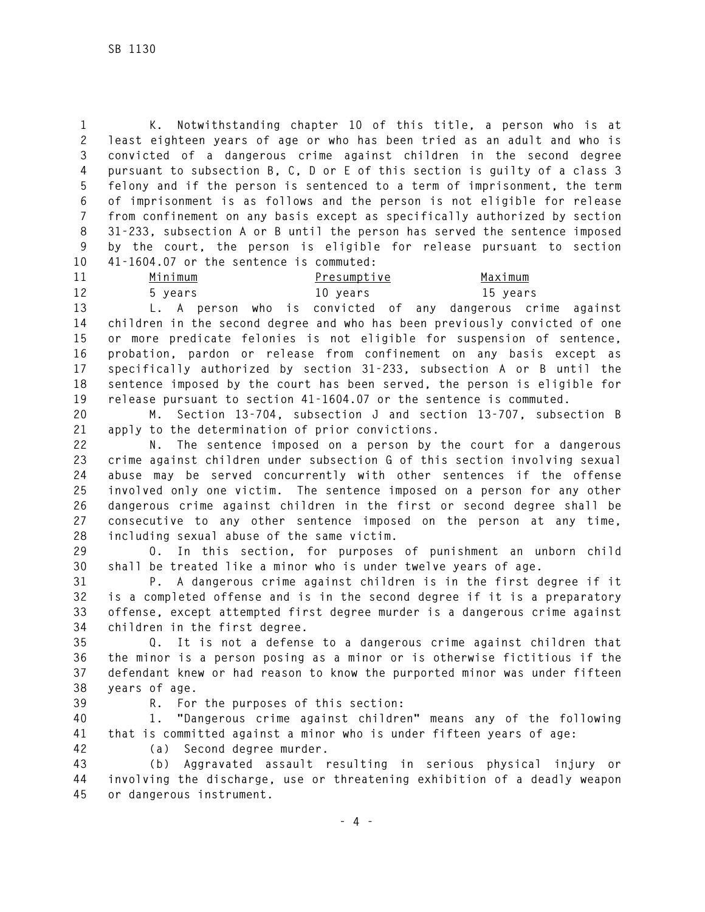K. Notwithstanding chapter 10 of this title, a person who is at least eighteen years of age or who has been tried as an adult and who is convicted of a dangerous crime against children in the second degree pursuant to subsection B, C, D or E of this section is guilty of a class 3 felony and if the person is sentenced to a term of imprisonment, the term of imprisonment is as follows and the person is not eligible for release from confinement on any basis except as specifically authorized by section 31-233, subsection A or B until the person has served the sentence imposed by the court, the person is eligible for release pursuant to section 41-1604.07 or the sentence is commuted:

| Minimum | Presumptive | Maximum |
|---|---|---|
| 5 years | 10 years | 15 years |

L. A person who is convicted of any dangerous crime against children in the second degree and who has been previously convicted of one or more predicate felonies is not eligible for suspension of sentence, probation, pardon or release from confinement on any basis except as specifically authorized by section 31-233, subsection A or B until the sentence imposed by the court has been served, the person is eligible for release pursuant to section 41-1604.07 or the sentence is commuted.

M. Section 13-704, subsection J and section 13-707, subsection B apply to the determination of prior convictions.

N. The sentence imposed on a person by the court for a dangerous crime against children under subsection G of this section involving sexual abuse may be served concurrently with other sentences if the offense involved only one victim. The sentence imposed on a person for any other dangerous crime against children in the first or second degree shall be consecutive to any other sentence imposed on the person at any time, including sexual abuse of the same victim.

O. In this section, for purposes of punishment an unborn child shall be treated like a minor who is under twelve years of age.

P. A dangerous crime against children is in the first degree if it is a completed offense and is in the second degree if it is a preparatory offense, except attempted first degree murder is a dangerous crime against children in the first degree.

Q. It is not a defense to a dangerous crime against children that the minor is a person posing as a minor or is otherwise fictitious if the defendant knew or had reason to know the purported minor was under fifteen years of age.

R. For the purposes of this section:

1. "Dangerous crime against children" means any of the following that is committed against a minor who is under fifteen years of age:

(a) Second degree murder.

(b) Aggravated assault resulting in serious physical injury or involving the discharge, use or threatening exhibition of a deadly weapon or dangerous instrument.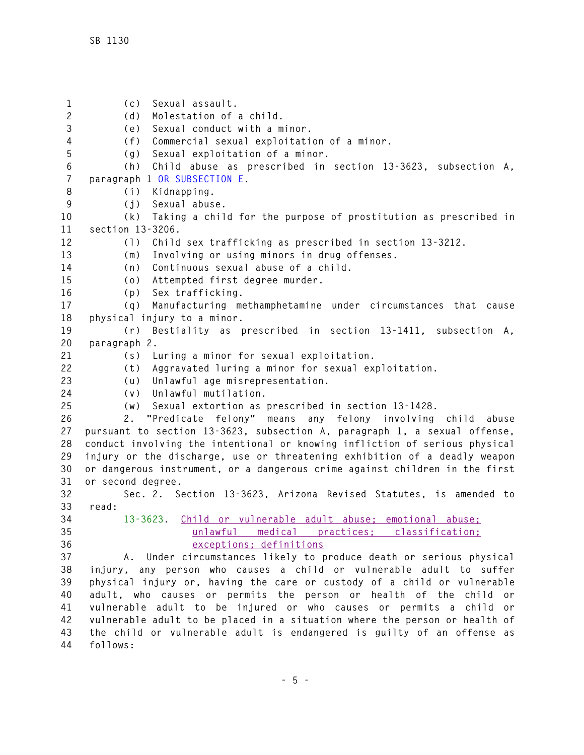(c) Sexual assault.

(d) Molestation of a child.

(e) Sexual conduct with a minor.

(f) Commercial sexual exploitation of a minor.

(g) Sexual exploitation of a minor.

(h) Child abuse as prescribed in section 13-3623, subsection A, paragraph 1 OR SUBSECTION E.

(i) Kidnapping.

(j) Sexual abuse.

(k) Taking a child for the purpose of prostitution as prescribed in section 13-3206.

(l) Child sex trafficking as prescribed in section 13-3212.

(m) Involving or using minors in drug offenses.

(n) Continuous sexual abuse of a child.

(o) Attempted first degree murder.

(p) Sex trafficking.

(q) Manufacturing methamphetamine under circumstances that cause physical injury to a minor.

(r) Bestiality as prescribed in section 13-1411, subsection A, paragraph 2.

(s) Luring a minor for sexual exploitation.

(t) Aggravated luring a minor for sexual exploitation.

(u) Unlawful age misrepresentation.

(v) Unlawful mutilation.

(w) Sexual extortion as prescribed in section 13-1428.

2. "Predicate felony" means any felony involving child abuse pursuant to section 13-3623, subsection A, paragraph 1, a sexual offense, conduct involving the intentional or knowing infliction of serious physical injury or the discharge, use or threatening exhibition of a deadly weapon or dangerous instrument, or a dangerous crime against children in the first or second degree.

Sec. 2. Section 13-3623, Arizona Revised Statutes, is amended to read:

13-3623. Child or vulnerable adult abuse; emotional abuse; unlawful medical practices; classification; exceptions; definitions

A. Under circumstances likely to produce death or serious physical injury, any person who causes a child or vulnerable adult to suffer physical injury or, having the care or custody of a child or vulnerable adult, who causes or permits the person or health of the child or vulnerable adult to be injured or who causes or permits a child or vulnerable adult to be placed in a situation where the person or health of the child or vulnerable adult is endangered is guilty of an offense as follows: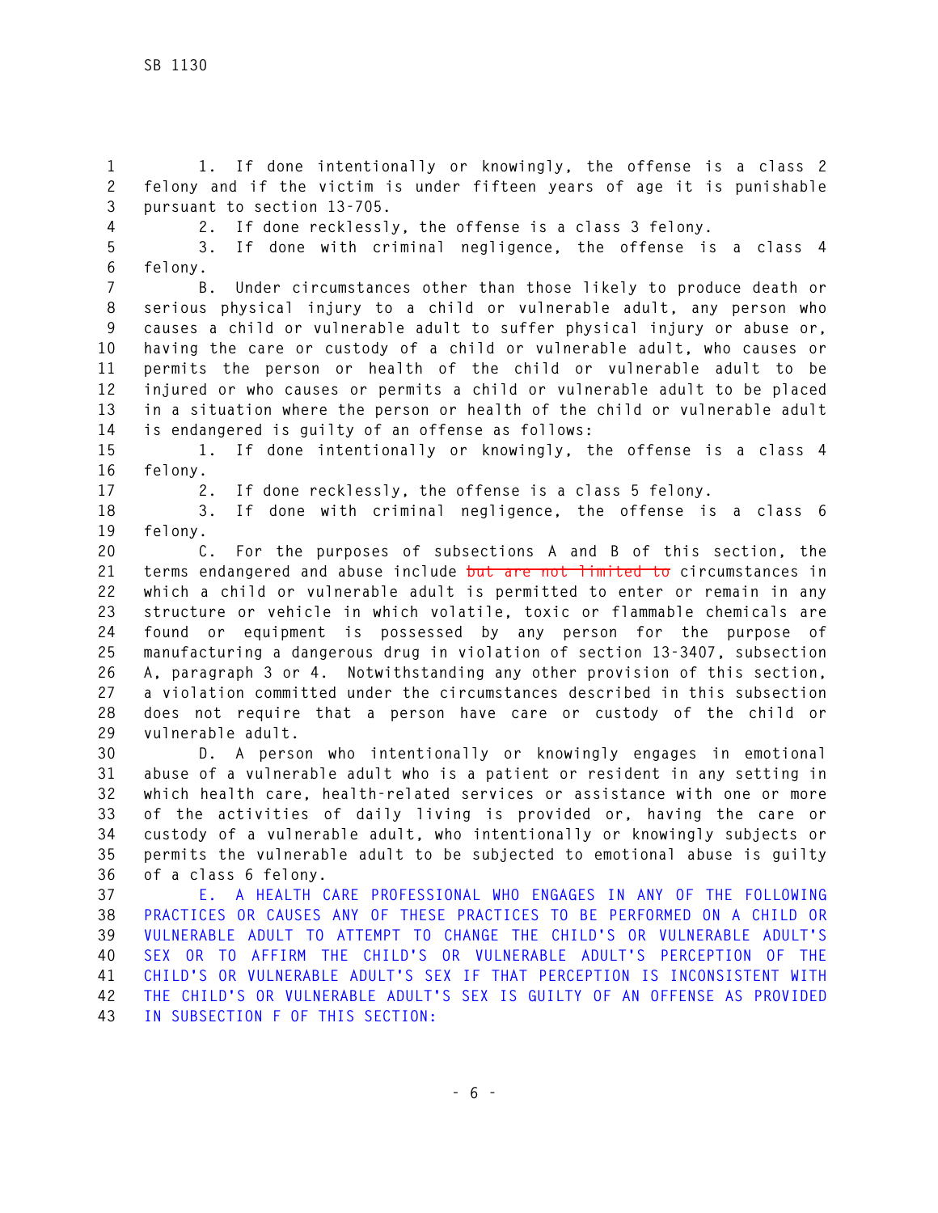1. If done intentionally or knowingly, the offense is a class 2 felony and if the victim is under fifteen years of age it is punishable pursuant to section 13-705.

2. If done recklessly, the offense is a class 3 felony.

3. If done with criminal negligence, the offense is a class 4 felony.

B. Under circumstances other than those likely to produce death or serious physical injury to a child or vulnerable adult, any person who causes a child or vulnerable adult to suffer physical injury or abuse or, having the care or custody of a child or vulnerable adult, who causes or permits the person or health of the child or vulnerable adult to be injured or who causes or permits a child or vulnerable adult to be placed in a situation where the person or health of the child or vulnerable adult is endangered is guilty of an offense as follows:

1. If done intentionally or knowingly, the offense is a class 4 felony.

2. If done recklessly, the offense is a class 5 felony.

3. If done with criminal negligence, the offense is a class 6 felony.

C. For the purposes of subsections A and B of this section, the terms endangered and abuse include ~~but are not limited to~~ circumstances in which a child or vulnerable adult is permitted to enter or remain in any structure or vehicle in which volatile, toxic or flammable chemicals are found or equipment is possessed by any person for the purpose of manufacturing a dangerous drug in violation of section 13-3407, subsection A, paragraph 3 or 4. Notwithstanding any other provision of this section, a violation committed under the circumstances described in this subsection does not require that a person have care or custody of the child or vulnerable adult.

D. A person who intentionally or knowingly engages in emotional abuse of a vulnerable adult who is a patient or resident in any setting in which health care, health-related services or assistance with one or more of the activities of daily living is provided or, having the care or custody of a vulnerable adult, who intentionally or knowingly subjects or permits the vulnerable adult to be subjected to emotional abuse is guilty of a class 6 felony.

E. A HEALTH CARE PROFESSIONAL WHO ENGAGES IN ANY OF THE FOLLOWING PRACTICES OR CAUSES ANY OF THESE PRACTICES TO BE PERFORMED ON A CHILD OR VULNERABLE ADULT TO ATTEMPT TO CHANGE THE CHILD'S OR VULNERABLE ADULT'S SEX OR TO AFFIRM THE CHILD'S OR VULNERABLE ADULT'S PERCEPTION OF THE CHILD'S OR VULNERABLE ADULT'S SEX IF THAT PERCEPTION IS INCONSISTENT WITH THE CHILD'S OR VULNERABLE ADULT'S SEX IS GUILTY OF AN OFFENSE AS PROVIDED IN SUBSECTION F OF THIS SECTION: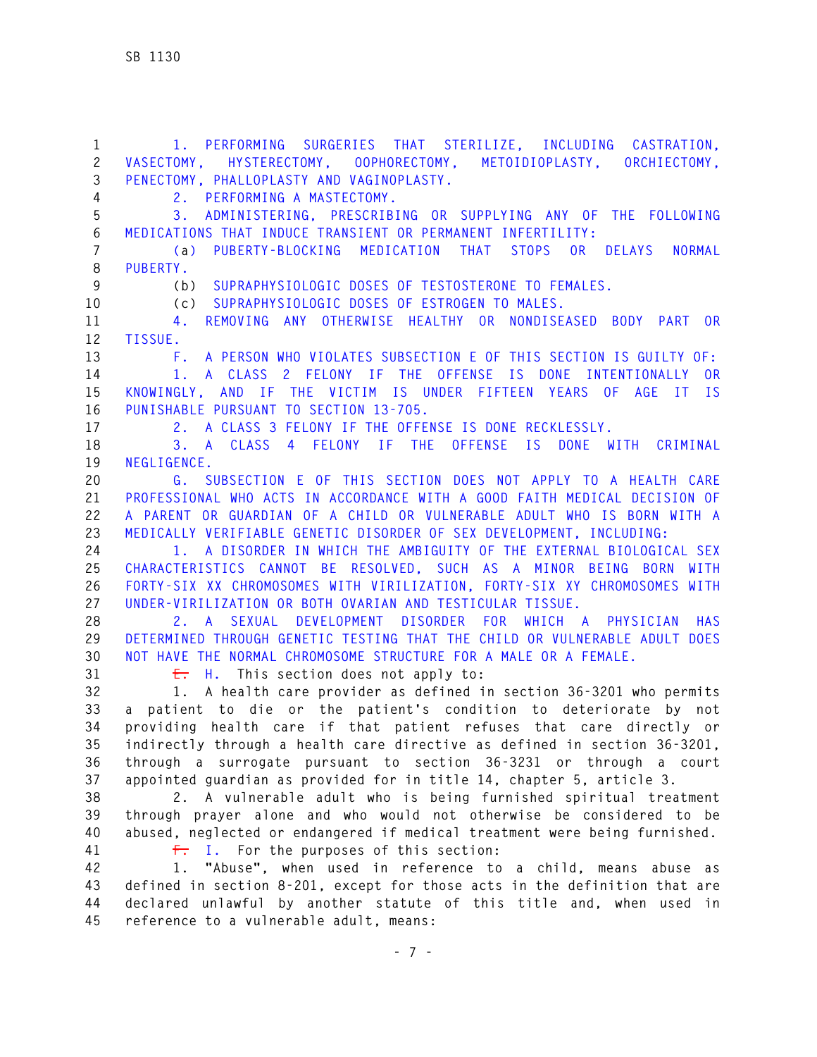1. PERFORMING SURGERIES THAT STERILIZE, INCLUDING CASTRATION, VASECTOMY, HYSTERECTOMY, OOPHORECTOMY, METOIDIOPLASTY, ORCHIECTOMY, PENECTOMY, PHALLOPLASTY AND VAGINOPLASTY.

2. PERFORMING A MASTECTOMY.

3. ADMINISTERING, PRESCRIBING OR SUPPLYING ANY OF THE FOLLOWING MEDICATIONS THAT INDUCE TRANSIENT OR PERMANENT INFERTILITY:

(a) PUBERTY-BLOCKING MEDICATION THAT STOPS OR DELAYS NORMAL PUBERTY.

(b) SUPRAPHYSIOLOGIC DOSES OF TESTOSTERONE TO FEMALES.

(c) SUPRAPHYSIOLOGIC DOSES OF ESTROGEN TO MALES.

4. REMOVING ANY OTHERWISE HEALTHY OR NONDISEASED BODY PART OR TISSUE.

F. A PERSON WHO VIOLATES SUBSECTION E OF THIS SECTION IS GUILTY OF:

1. A CLASS 2 FELONY IF THE OFFENSE IS DONE INTENTIONALLY OR KNOWINGLY, AND IF THE VICTIM IS UNDER FIFTEEN YEARS OF AGE IT IS PUNISHABLE PURSUANT TO SECTION 13-705.

2. A CLASS 3 FELONY IF THE OFFENSE IS DONE RECKLESSLY.

3. A CLASS 4 FELONY IF THE OFFENSE IS DONE WITH CRIMINAL NEGLIGENCE.

G. SUBSECTION E OF THIS SECTION DOES NOT APPLY TO A HEALTH CARE PROFESSIONAL WHO ACTS IN ACCORDANCE WITH A GOOD FAITH MEDICAL DECISION OF A PARENT OR GUARDIAN OF A CHILD OR VULNERABLE ADULT WHO IS BORN WITH A MEDICALLY VERIFIABLE GENETIC DISORDER OF SEX DEVELOPMENT, INCLUDING:

1. A DISORDER IN WHICH THE AMBIGUITY OF THE EXTERNAL BIOLOGICAL SEX CHARACTERISTICS CANNOT BE RESOLVED, SUCH AS A MINOR BEING BORN WITH FORTY-SIX XX CHROMOSOMES WITH VIRILIZATION, FORTY-SIX XY CHROMOSOMES WITH UNDER-VIRILIZATION OR BOTH OVARIAN AND TESTICULAR TISSUE.

2. A SEXUAL DEVELOPMENT DISORDER FOR WHICH A PHYSICIAN HAS DETERMINED THROUGH GENETIC TESTING THAT THE CHILD OR VULNERABLE ADULT DOES NOT HAVE THE NORMAL CHROMOSOME STRUCTURE FOR A MALE OR A FEMALE.

~~E.~~ H. This section does not apply to:

1. A health care provider as defined in section 36-3201 who permits a patient to die or the patient's condition to deteriorate by not providing health care if that patient refuses that care directly or indirectly through a health care directive as defined in section 36-3201, through a surrogate pursuant to section 36-3231 or through a court appointed guardian as provided for in title 14, chapter 5, article 3.

2. A vulnerable adult who is being furnished spiritual treatment through prayer alone and who would not otherwise be considered to be abused, neglected or endangered if medical treatment were being furnished.

~~F.~~ I. For the purposes of this section:

1. "Abuse", when used in reference to a child, means abuse as defined in section 8-201, except for those acts in the definition that are declared unlawful by another statute of this title and, when used in reference to a vulnerable adult, means: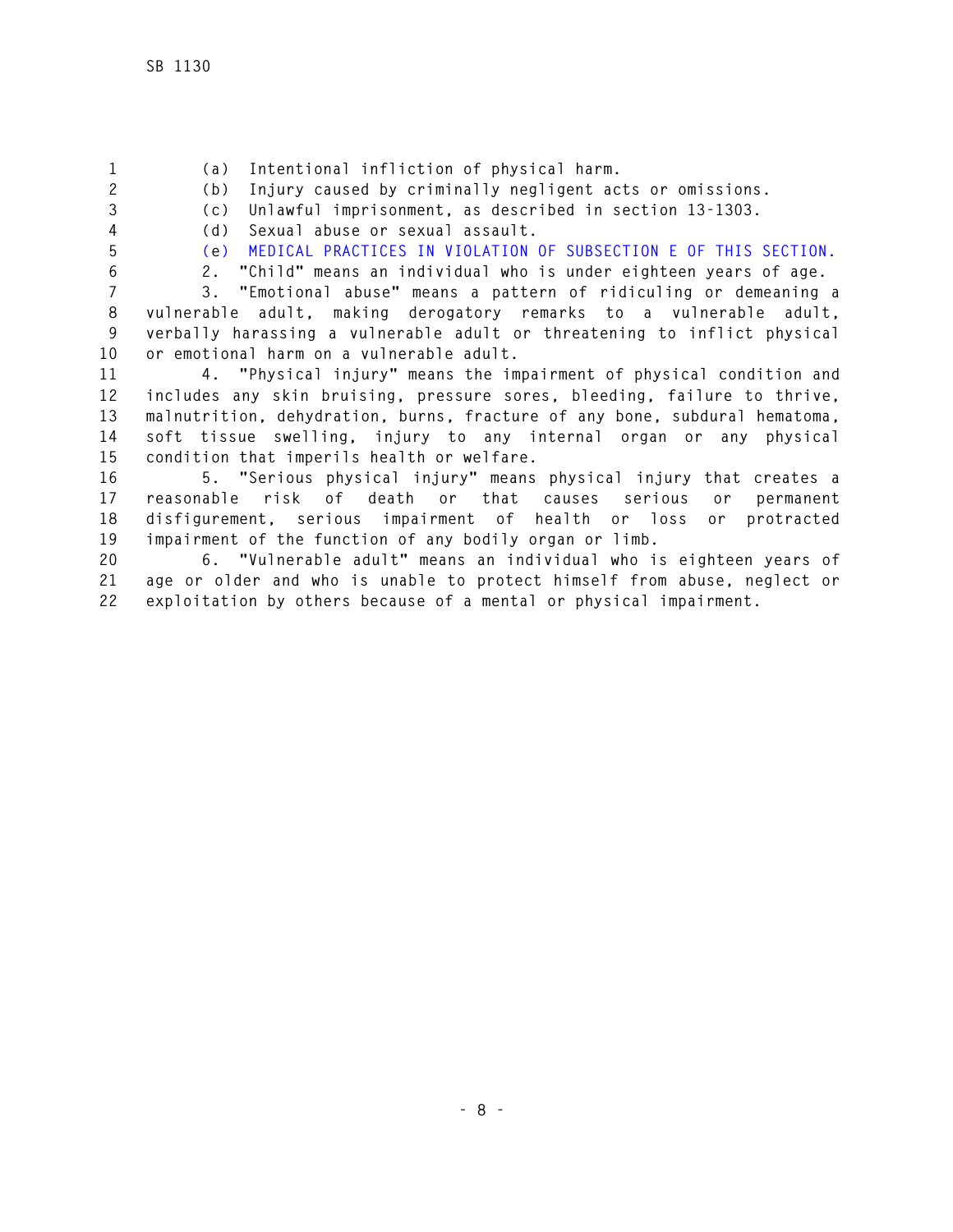(a) Intentional infliction of physical harm.

(b) Injury caused by criminally negligent acts or omissions.

(c) Unlawful imprisonment, as described in section 13-1303.

(d) Sexual abuse or sexual assault.

(e) MEDICAL PRACTICES IN VIOLATION OF SUBSECTION E OF THIS SECTION.

2. "Child" means an individual who is under eighteen years of age.

3. "Emotional abuse" means a pattern of ridiculing or demeaning a vulnerable adult, making derogatory remarks to a vulnerable adult, verbally harassing a vulnerable adult or threatening to inflict physical or emotional harm on a vulnerable adult.

4. "Physical injury" means the impairment of physical condition and includes any skin bruising, pressure sores, bleeding, failure to thrive, malnutrition, dehydration, burns, fracture of any bone, subdural hematoma, soft tissue swelling, injury to any internal organ or any physical condition that imperils health or welfare.

5. "Serious physical injury" means physical injury that creates a reasonable risk of death or that causes serious or permanent disfigurement, serious impairment of health or loss or protracted impairment of the function of any bodily organ or limb.

6. "Vulnerable adult" means an individual who is eighteen years of age or older and who is unable to protect himself from abuse, neglect or exploitation by others because of a mental or physical impairment.